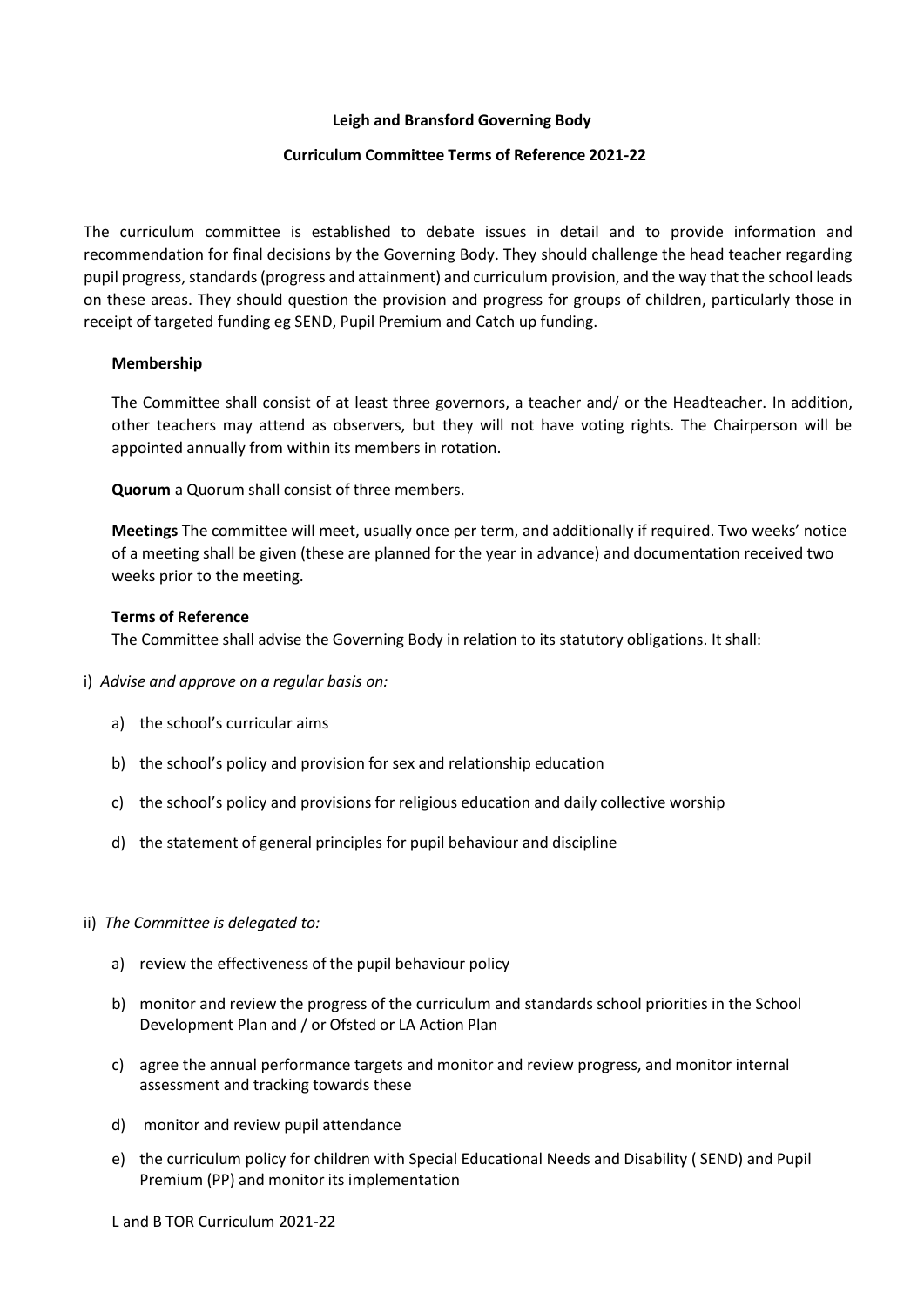**Leigh and Bransford Governing Body**

**Curriculum Committee Terms of Reference 2021-22**

The curriculum committee is established to debate issues in detail and to provide information and recommendation for final decisions by the Governing Body. They should challenge the head teacher regarding pupil progress, standards (progress and attainment) and curriculum provision, and the way that the school leads on these areas. They should question the provision and progress for groups of children, particularly those in receipt of targeted funding eg SEND, Pupil Premium and Catch up funding.

**Membership**

The Committee shall consist of at least three governors, a teacher and/ or the Headteacher. In addition, other teachers may attend as observers, but they will not have voting rights. The Chairperson will be appointed annually from within its members in rotation.

**Quorum** a Quorum shall consist of three members.

**Meetings** The committee will meet, usually once per term, and additionally if required. Two weeks' notice of a meeting shall be given (these are planned for the year in advance) and documentation received two weeks prior to the meeting.

**Terms of Reference**

The Committee shall advise the Governing Body in relation to its statutory obligations. It shall:

i) *Advise and approve on a regular basis on:*

a) the school's curricular aims

b) the school's policy and provision for sex and relationship education

c) the school's policy and provisions for religious education and daily collective worship

d) the statement of general principles for pupil behaviour and discipline

ii) *The Committee is delegated to:*

a) review the effectiveness of the pupil behaviour policy

b) monitor and review the progress of the curriculum and standards school priorities in the School Development Plan and / or Ofsted or LA Action Plan

c) agree the annual performance targets and monitor and review progress, and monitor internal assessment and tracking towards these

d) monitor and review pupil attendance

e) the curriculum policy for children with Special Educational Needs and Disability ( SEND) and Pupil Premium (PP) and monitor its implementation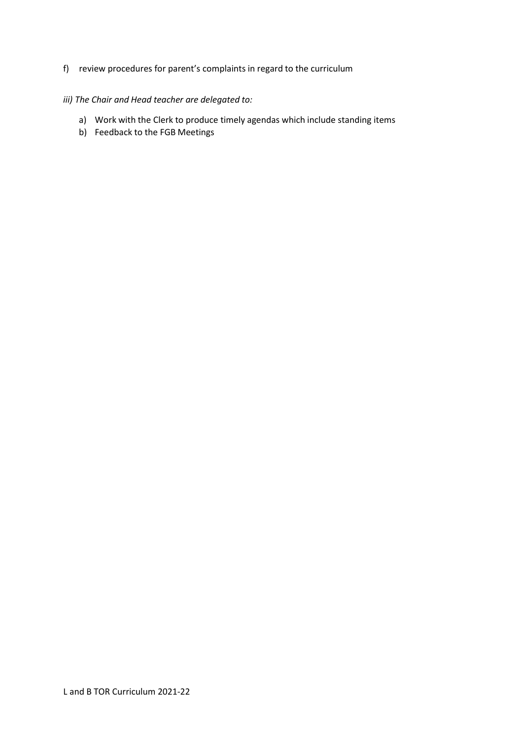f) review procedures for parent's complaints in regard to the curriculum

*iii) The Chair and Head teacher are delegated to:*

a) Work with the Clerk to produce timely agendas which include standing items
b) Feedback to the FGB Meetings